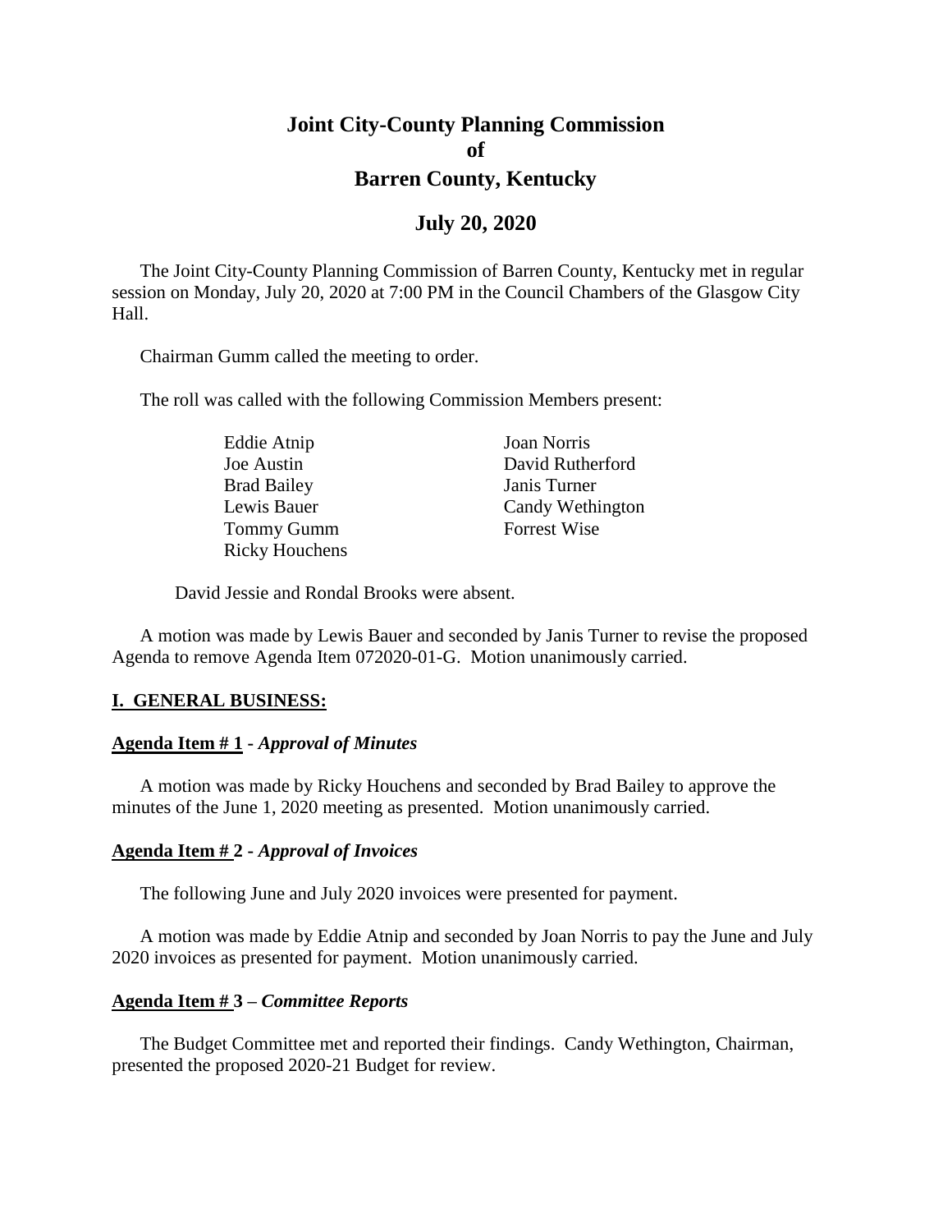# Joint City-County Planning Commission of Barren County, Kentucky

## July 20, 2020

The Joint City-County Planning Commission of Barren County, Kentucky met in regular session on Monday, July 20, 2020 at 7:00 PM in the Council Chambers of the Glasgow City Hall.

Chairman Gumm called the meeting to order.

The roll was called with the following Commission Members present:

| | |
|---|---|
| Eddie Atnip | Joan Norris |
| Joe Austin | David Rutherford |
| Brad Bailey | Janis Turner |
| Lewis Bauer | Candy Wethington |
| Tommy Gumm | Forrest Wise |
| Ricky Houchens | |

David Jessie and Rondal Brooks were absent.

A motion was made by Lewis Bauer and seconded by Janis Turner to revise the proposed Agenda to remove Agenda Item 072020-01-G. Motion unanimously carried.

### I. GENERAL BUSINESS:

**Agenda Item # 1** - ***Approval of Minutes***

A motion was made by Ricky Houchens and seconded by Brad Bailey to approve the minutes of the June 1, 2020 meeting as presented. Motion unanimously carried.

**Agenda Item # 2** - ***Approval of Invoices***

The following June and July 2020 invoices were presented for payment.

A motion was made by Eddie Atnip and seconded by Joan Norris to pay the June and July 2020 invoices as presented for payment. Motion unanimously carried.

**Agenda Item # 3** – ***Committee Reports***

The Budget Committee met and reported their findings. Candy Wethington, Chairman, presented the proposed 2020-21 Budget for review.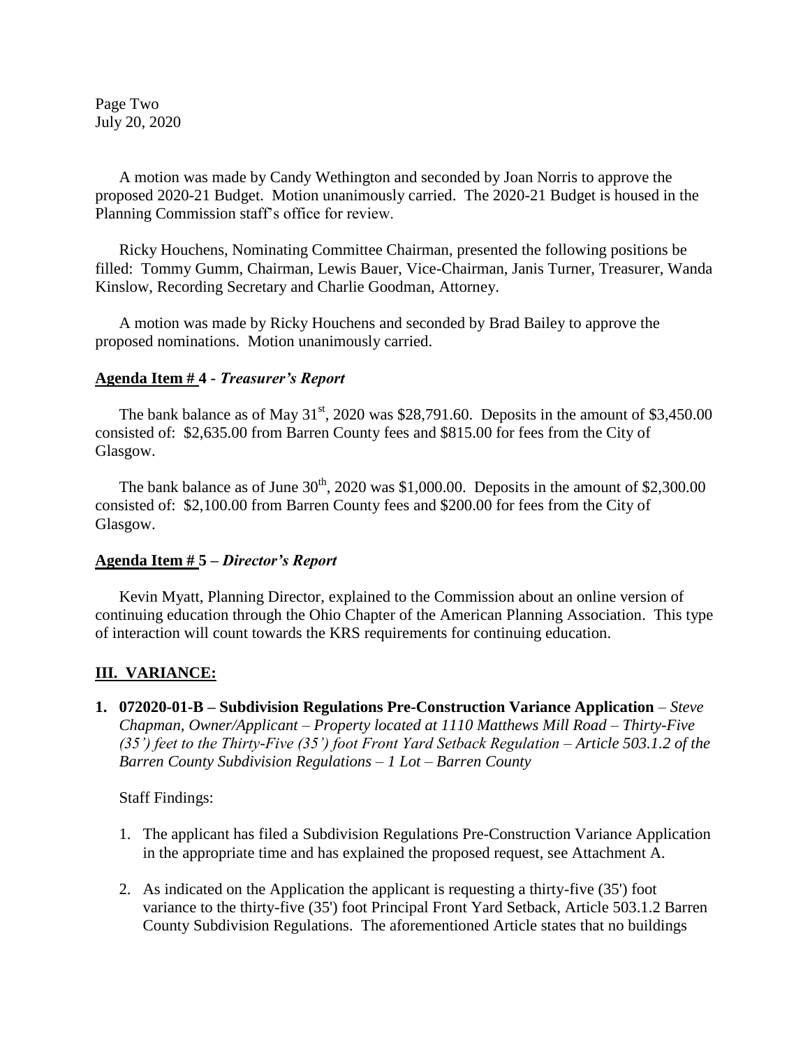Page Two
July 20, 2020

A motion was made by Candy Wethington and seconded by Joan Norris to approve the proposed 2020-21 Budget. Motion unanimously carried. The 2020-21 Budget is housed in the Planning Commission staff's office for review.

Ricky Houchens, Nominating Committee Chairman, presented the following positions be filled: Tommy Gumm, Chairman, Lewis Bauer, Vice-Chairman, Janis Turner, Treasurer, Wanda Kinslow, Recording Secretary and Charlie Goodman, Attorney.

A motion was made by Ricky Houchens and seconded by Brad Bailey to approve the proposed nominations. Motion unanimously carried.

**Agenda Item # 4 -** ***Treasurer's Report***

The bank balance as of May 31st, 2020 was $28,791.60. Deposits in the amount of $3,450.00 consisted of: $2,635.00 from Barren County fees and $815.00 for fees from the City of Glasgow.

The bank balance as of June 30th, 2020 was $1,000.00. Deposits in the amount of $2,300.00 consisted of: $2,100.00 from Barren County fees and $200.00 for fees from the City of Glasgow.

**Agenda Item # 5 –** ***Director's Report***

Kevin Myatt, Planning Director, explained to the Commission about an online version of continuing education through the Ohio Chapter of the American Planning Association. This type of interaction will count towards the KRS requirements for continuing education.

## III. VARIANCE:

**1. 072020-01-B – Subdivision Regulations Pre-Construction Variance Application** – *Steve Chapman, Owner/Applicant – Property located at 1110 Matthews Mill Road – Thirty-Five (35') feet to the Thirty-Five (35') foot Front Yard Setback Regulation – Article 503.1.2 of the Barren County Subdivision Regulations – 1 Lot – Barren County*

Staff Findings:

1. The applicant has filed a Subdivision Regulations Pre-Construction Variance Application in the appropriate time and has explained the proposed request, see Attachment A.

2. As indicated on the Application the applicant is requesting a thirty-five (35') foot variance to the thirty-five (35') foot Principal Front Yard Setback, Article 503.1.2 Barren County Subdivision Regulations. The aforementioned Article states that no buildings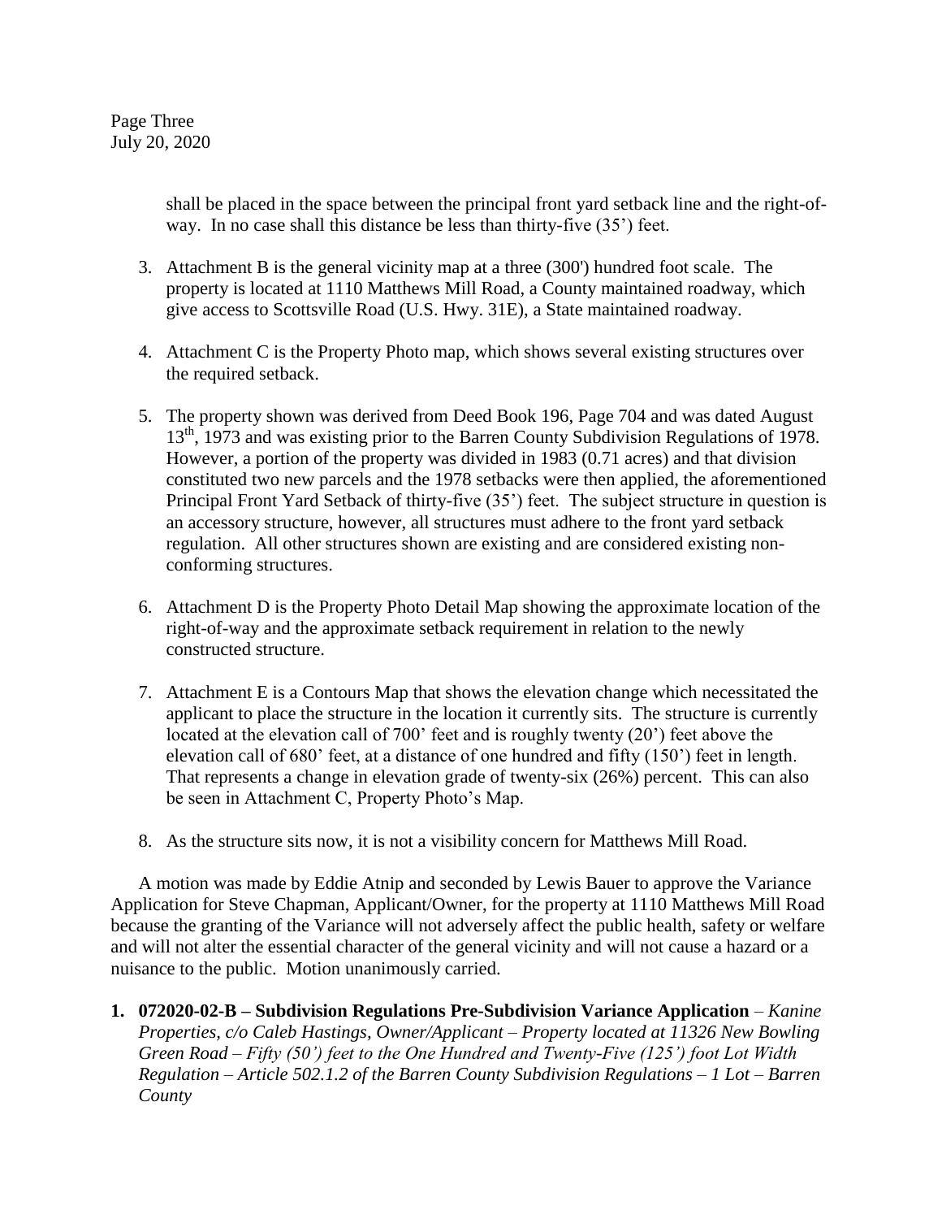shall be placed in the space between the principal front yard setback line and the right-of-way. In no case shall this distance be less than thirty-five (35') feet.

3. Attachment B is the general vicinity map at a three (300') hundred foot scale. The property is located at 1110 Matthews Mill Road, a County maintained roadway, which give access to Scottsville Road (U.S. Hwy. 31E), a State maintained roadway.

4. Attachment C is the Property Photo map, which shows several existing structures over the required setback.

5. The property shown was derived from Deed Book 196, Page 704 and was dated August 13th, 1973 and was existing prior to the Barren County Subdivision Regulations of 1978. However, a portion of the property was divided in 1983 (0.71 acres) and that division constituted two new parcels and the 1978 setbacks were then applied, the aforementioned Principal Front Yard Setback of thirty-five (35') feet. The subject structure in question is an accessory structure, however, all structures must adhere to the front yard setback regulation. All other structures shown are existing and are considered existing non-conforming structures.

6. Attachment D is the Property Photo Detail Map showing the approximate location of the right-of-way and the approximate setback requirement in relation to the newly constructed structure.

7. Attachment E is a Contours Map that shows the elevation change which necessitated the applicant to place the structure in the location it currently sits. The structure is currently located at the elevation call of 700' feet and is roughly twenty (20') feet above the elevation call of 680' feet, at a distance of one hundred and fifty (150') feet in length. That represents a change in elevation grade of twenty-six (26%) percent. This can also be seen in Attachment C, Property Photo's Map.

8. As the structure sits now, it is not a visibility concern for Matthews Mill Road.

A motion was made by Eddie Atnip and seconded by Lewis Bauer to approve the Variance Application for Steve Chapman, Applicant/Owner, for the property at 1110 Matthews Mill Road because the granting of the Variance will not adversely affect the public health, safety or welfare and will not alter the essential character of the general vicinity and will not cause a hazard or a nuisance to the public. Motion unanimously carried.

1. **072020-02-B – Subdivision Regulations Pre-Subdivision Variance Application** – *Kanine Properties, c/o Caleb Hastings, Owner/Applicant – Property located at 11326 New Bowling Green Road – Fifty (50') feet to the One Hundred and Twenty-Five (125') foot Lot Width Regulation – Article 502.1.2 of the Barren County Subdivision Regulations – 1 Lot – Barren County*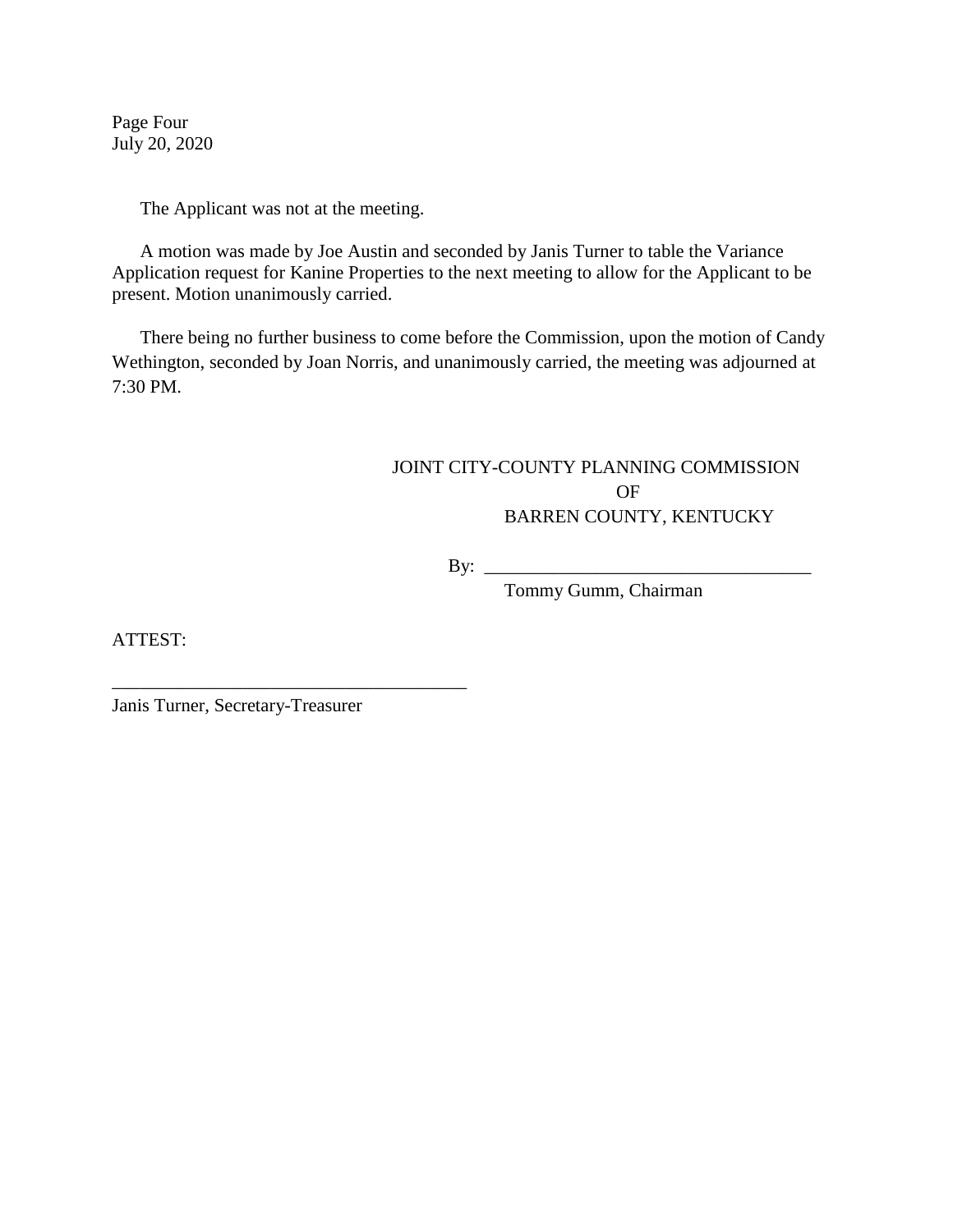Page Four
July 20, 2020

The Applicant was not at the meeting.

A motion was made by Joe Austin and seconded by Janis Turner to table the Variance Application request for Kanine Properties to the next meeting to allow for the Applicant to be present. Motion unanimously carried.

There being no further business to come before the Commission, upon the motion of Candy Wethington, seconded by Joan Norris, and unanimously carried, the meeting was adjourned at 7:30 PM.

JOINT CITY-COUNTY PLANNING COMMISSION
OF
BARREN COUNTY, KENTUCKY

By: ___________________________________
Tommy Gumm, Chairman

ATTEST:

______________________________________
Janis Turner, Secretary-Treasurer